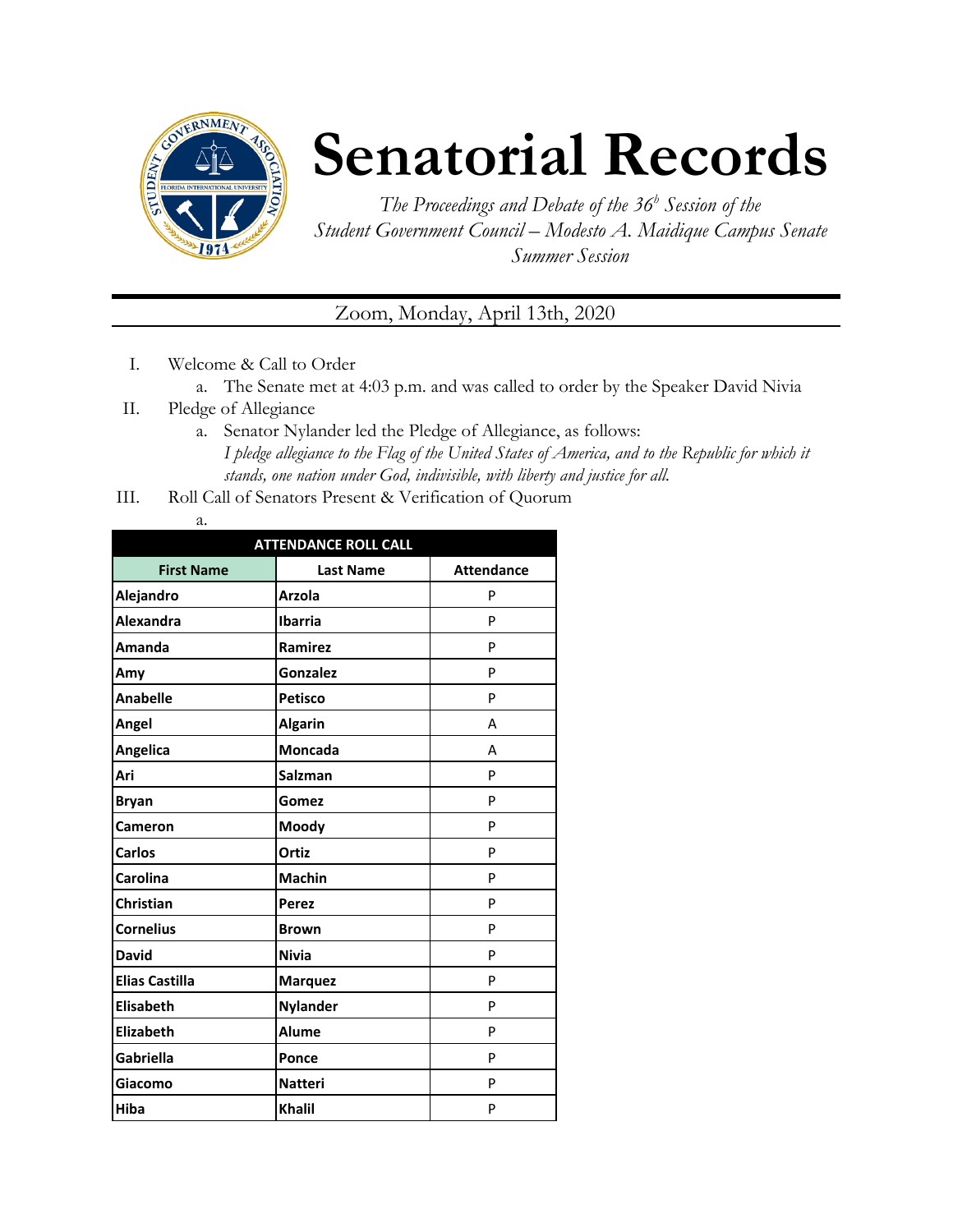# Senatorial Records

*The Proceedings and Debate of the 36[h] Session of the Student Government Council – Modesto A. Maidique Campus Senate Summer Session*

Zoom, Monday, April 13th, 2020

I. Welcome & Call to Order
   a. The Senate met at 4:03 p.m. and was called to order by the Speaker David Nivia

II. Pledge of Allegiance
   a. Senator Nylander led the Pledge of Allegiance, as follows: *I pledge allegiance to the Flag of the United States of America, and to the Republic for which it stands, one nation under God, indivisible, with liberty and justice for all.*

III. Roll Call of Senators Present & Verification of Quorum
   a.

| ATTENDANCE ROLL CALL | | |
|---|---|---|
| **First Name** | **Last Name** | **Attendance** |
| **Alejandro** | **Arzola** | P |
| **Alexandra** | **Ibarria** | P |
| **Amanda** | **Ramirez** | P |
| **Amy** | **Gonzalez** | P |
| **Anabelle** | **Petisco** | P |
| **Angel** | **Algarin** | A |
| **Angelica** | **Moncada** | A |
| **Ari** | **Salzman** | P |
| **Bryan** | **Gomez** | P |
| **Cameron** | **Moody** | P |
| **Carlos** | **Ortiz** | P |
| **Carolina** | **Machin** | P |
| **Christian** | **Perez** | P |
| **Cornelius** | **Brown** | P |
| **David** | **Nivia** | P |
| **Elias Castilla** | **Marquez** | P |
| **Elisabeth** | **Nylander** | P |
| **Elizabeth** | **Alume** | P |
| **Gabriella** | **Ponce** | P |
| **Giacomo** | **Natteri** | P |
| **Hiba** | **Khalil** | P |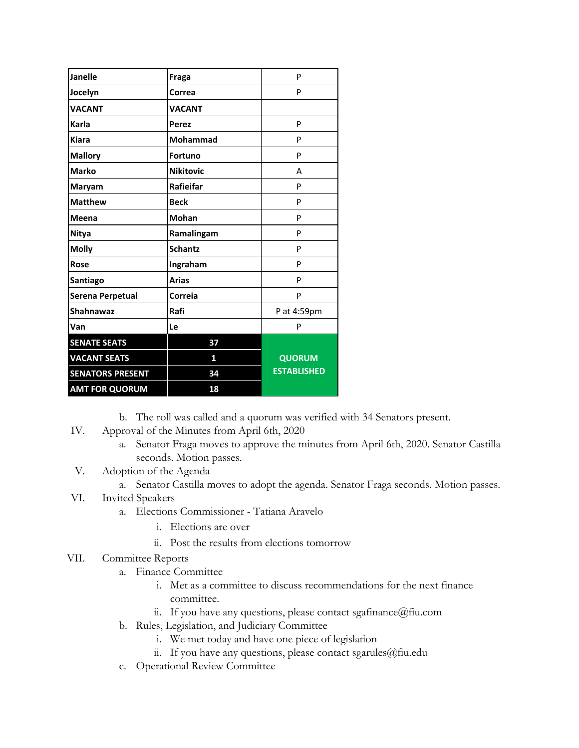| Janelle | Fraga | P |
|---|---|---|
| Jocelyn | Correa | P |
| VACANT | VACANT | |
| Karla | Perez | P |
| Kiara | Mohammad | P |
| Mallory | Fortuno | P |
| Marko | Nikitovic | A |
| Maryam | Rafieifar | P |
| Matthew | Beck | P |
| Meena | Mohan | P |
| Nitya | Ramalingam | P |
| Molly | Schantz | P |
| Rose | Ingraham | P |
| Santiago | Arias | P |
| Serena Perpetual | Correia | P |
| Shahnawaz | Rafi | P at 4:59pm |
| Van | Le | P |
| **SENATE SEATS** | **37** | **QUORUM ESTABLISHED** |
| **VACANT SEATS** | **1** | |
| **SENATORS PRESENT** | **34** | |
| **AMT FOR QUORUM** | **18** | |

b. The roll was called and a quorum was verified with 34 Senators present.

IV. Approval of the Minutes from April 6th, 2020
   a. Senator Fraga moves to approve the minutes from April 6th, 2020. Senator Castilla seconds. Motion passes.

V. Adoption of the Agenda
   a. Senator Castilla moves to adopt the agenda. Senator Fraga seconds. Motion passes.

VI. Invited Speakers
   a. Elections Commissioner - Tatiana Aravelo
      i. Elections are over
      ii. Post the results from elections tomorrow

VII. Committee Reports
   a. Finance Committee
      i. Met as a committee to discuss recommendations for the next finance committee.
      ii. If you have any questions, please contact sgafinance@fiu.com
   b. Rules, Legislation, and Judiciary Committee
      i. We met today and have one piece of legislation
      ii. If you have any questions, please contact sgarules@fiu.edu
   c. Operational Review Committee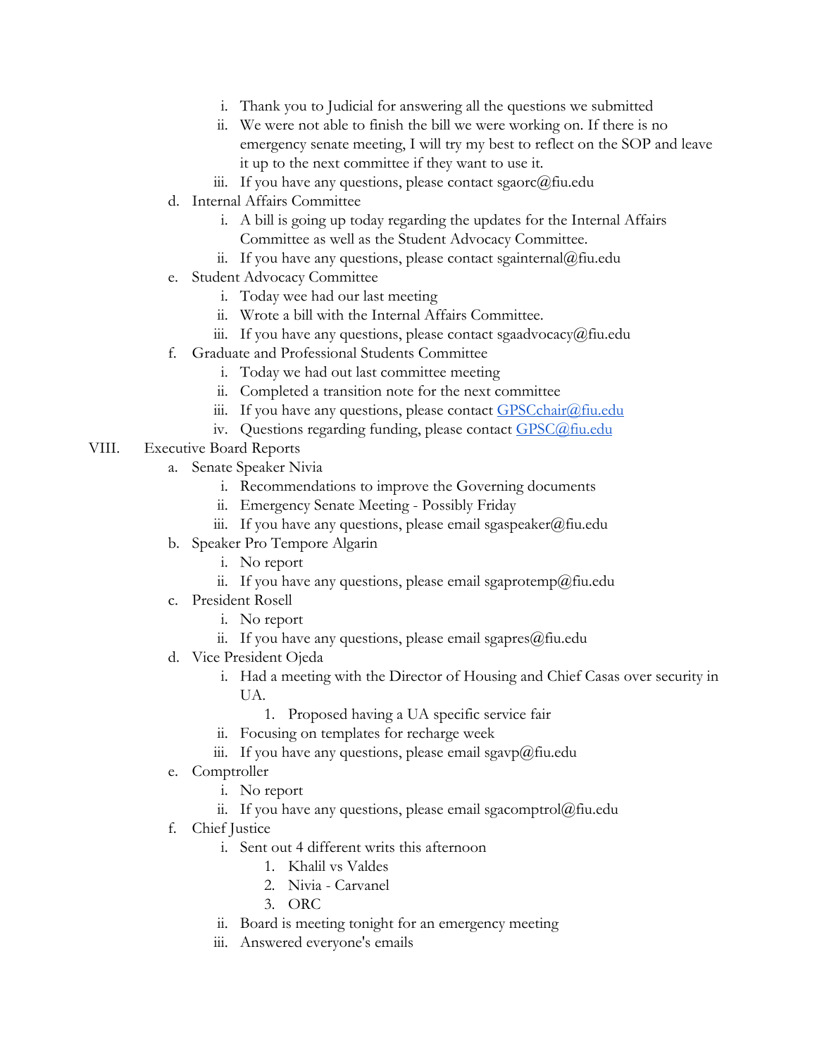i. Thank you to Judicial for answering all the questions we submitted
   ii. We were not able to finish the bill we were working on. If there is no emergency senate meeting, I will try my best to reflect on the SOP and leave it up to the next committee if they want to use it.
   iii. If you have any questions, please contact sgaorc@fiu.edu

d. Internal Affairs Committee
   i. A bill is going up today regarding the updates for the Internal Affairs Committee as well as the Student Advocacy Committee.
   ii. If you have any questions, please contact sgainternal@fiu.edu

e. Student Advocacy Committee
   i. Today wee had our last meeting
   ii. Wrote a bill with the Internal Affairs Committee.
   iii. If you have any questions, please contact sgaadvocacy@fiu.edu

f. Graduate and Professional Students Committee
   i. Today we had out last committee meeting
   ii. Completed a transition note for the next committee
   iii. If you have any questions, please contact GPSCchair@fiu.edu
   iv. Questions regarding funding, please contact GPSC@fiu.edu

VIII. Executive Board Reports

a. Senate Speaker Nivia
   i. Recommendations to improve the Governing documents
   ii. Emergency Senate Meeting - Possibly Friday
   iii. If you have any questions, please email sgaspeaker@fiu.edu

b. Speaker Pro Tempore Algarin
   i. No report
   ii. If you have any questions, please email sgaprotemp@fiu.edu

c. President Rosell
   i. No report
   ii. If you have any questions, please email sgapres@fiu.edu

d. Vice President Ojeda
   i. Had a meeting with the Director of Housing and Chief Casas over security in UA.
      1. Proposed having a UA specific service fair
   ii. Focusing on templates for recharge week
   iii. If you have any questions, please email sgavp@fiu.edu

e. Comptroller
   i. No report
   ii. If you have any questions, please email sgacomptrol@fiu.edu

f. Chief Justice
   i. Sent out 4 different writs this afternoon
      1. Khalil vs Valdes
      2. Nivia - Carvanel
      3. ORC
   ii. Board is meeting tonight for an emergency meeting
   iii. Answered everyone's emails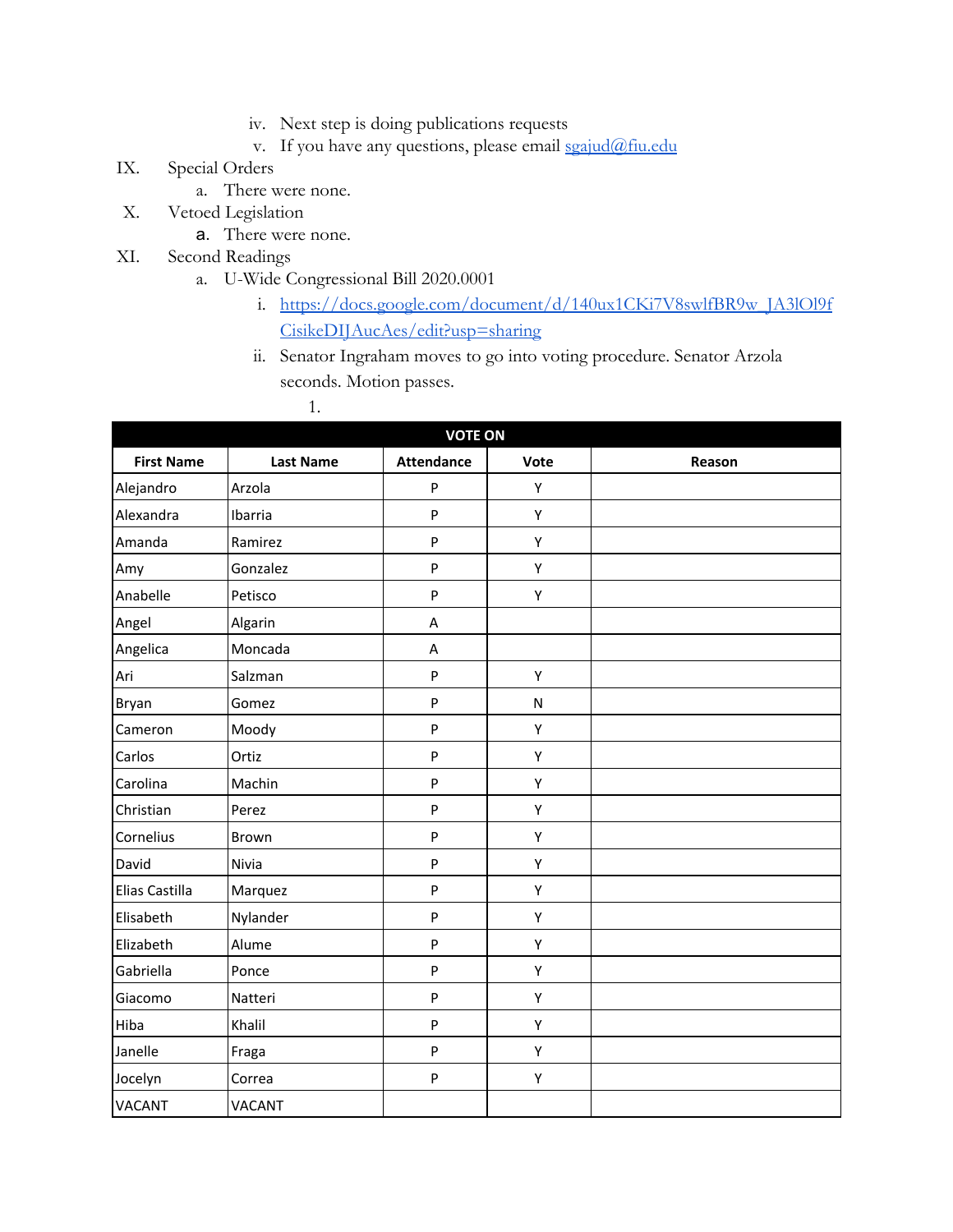iv. Next step is doing publications requests
v. If you have any questions, please email sgajud@fiu.edu

IX. Special Orders
  a. There were none.

X. Vetoed Legislation
  a. There were none.

XI. Second Readings
  a. U-Wide Congressional Bill 2020.0001
    i. https://docs.google.com/document/d/140ux1CKi7V8swlfBR9w_JA3lOl9fCisikeDIJAucAes/edit?usp=sharing
    ii. Senator Ingraham moves to go into voting procedure. Senator Arzola seconds. Motion passes.
      1.

| VOTE ON | | | | |
|---|---|---|---|---|
| **First Name** | **Last Name** | **Attendance** | **Vote** | **Reason** |
| Alejandro | Arzola | P | Y | |
| Alexandra | Ibarria | P | Y | |
| Amanda | Ramirez | P | Y | |
| Amy | Gonzalez | P | Y | |
| Anabelle | Petisco | P | Y | |
| Angel | Algarin | A | | |
| Angelica | Moncada | A | | |
| Ari | Salzman | P | Y | |
| Bryan | Gomez | P | N | |
| Cameron | Moody | P | Y | |
| Carlos | Ortiz | P | Y | |
| Carolina | Machin | P | Y | |
| Christian | Perez | P | Y | |
| Cornelius | Brown | P | Y | |
| David | Nivia | P | Y | |
| Elias Castilla | Marquez | P | Y | |
| Elisabeth | Nylander | P | Y | |
| Elizabeth | Alume | P | Y | |
| Gabriella | Ponce | P | Y | |
| Giacomo | Natteri | P | Y | |
| Hiba | Khalil | P | Y | |
| Janelle | Fraga | P | Y | |
| Jocelyn | Correa | P | Y | |
| VACANT | VACANT | | | |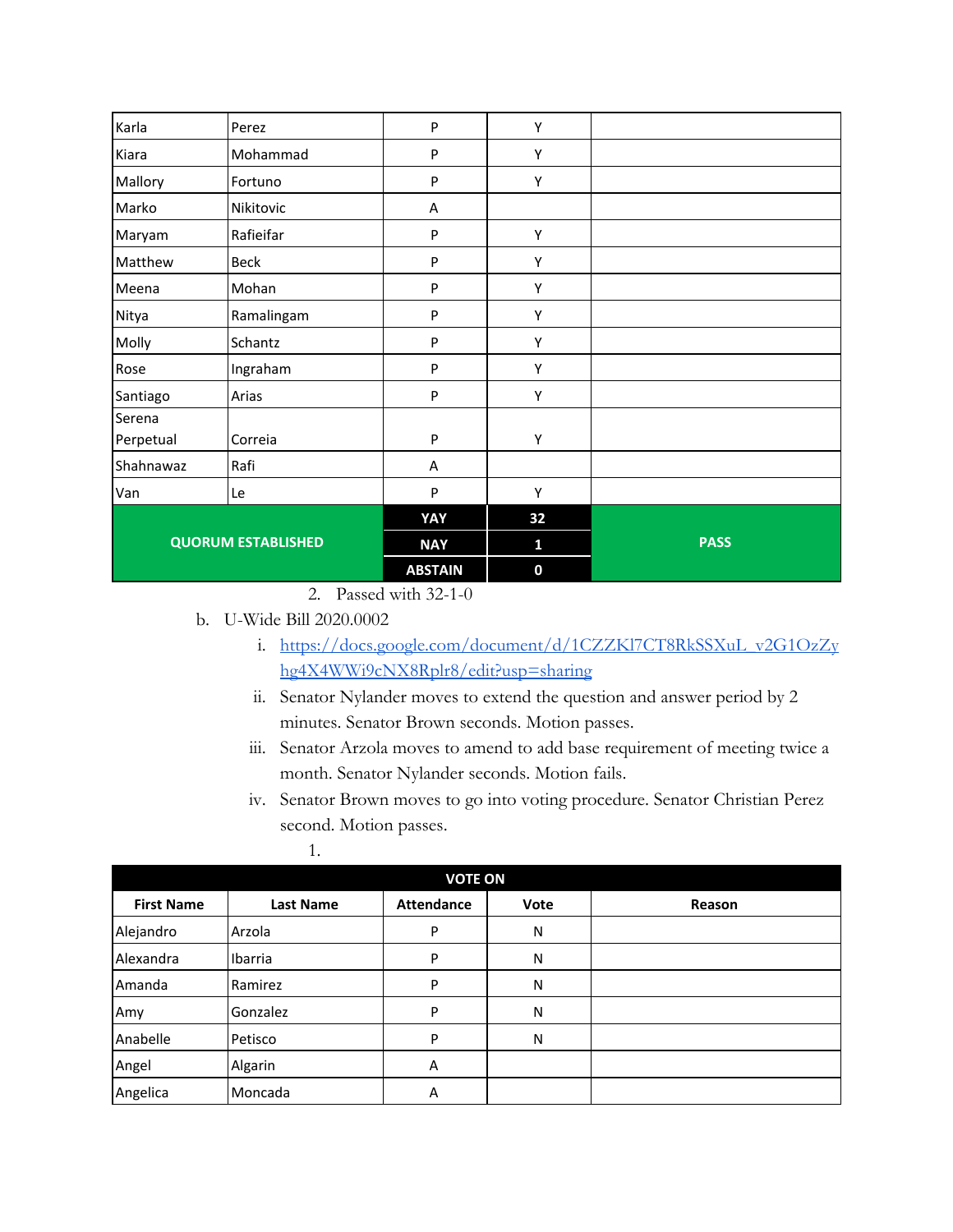| | | | | |
|---|---|---|---|---|
| Karla | Perez | P | Y | |
| Kiara | Mohammad | P | Y | |
| Mallory | Fortuno | P | Y | |
| Marko | Nikitovic | A | | |
| Maryam | Rafieifar | P | Y | |
| Matthew | Beck | P | Y | |
| Meena | Mohan | P | Y | |
| Nitya | Ramalingam | P | Y | |
| Molly | Schantz | P | Y | |
| Rose | Ingraham | P | Y | |
| Santiago | Arias | P | Y | |
| Serena Perpetual | Correia | P | Y | |
| Shahnawaz | Rafi | A | | |
| Van | Le | P | Y | |
| **QUORUM ESTABLISHED** | | **YAY** | **32** | **PASS** |
| | | **NAY** | **1** | |
| | | **ABSTAIN** | **0** | |

2. Passed with 32-1-0

b. U-Wide Bill 2020.0002

   i. https://docs.google.com/document/d/1CZZKl7CT8RkSSXuL_v2G1OzZyhg4X4WWi9cNX8Rplr8/edit?usp=sharing

   ii. Senator Nylander moves to extend the question and answer period by 2 minutes. Senator Brown seconds. Motion passes.

   iii. Senator Arzola moves to amend to add base requirement of meeting twice a month. Senator Nylander seconds. Motion fails.

   iv. Senator Brown moves to go into voting procedure. Senator Christian Perez second. Motion passes.

      1.

| VOTE ON | | | | |
|---|---|---|---|---|
| **First Name** | **Last Name** | **Attendance** | **Vote** | **Reason** |
| Alejandro | Arzola | P | N | |
| Alexandra | Ibarria | P | N | |
| Amanda | Ramirez | P | N | |
| Amy | Gonzalez | P | N | |
| Anabelle | Petisco | P | N | |
| Angel | Algarin | A | | |
| Angelica | Moncada | A | | |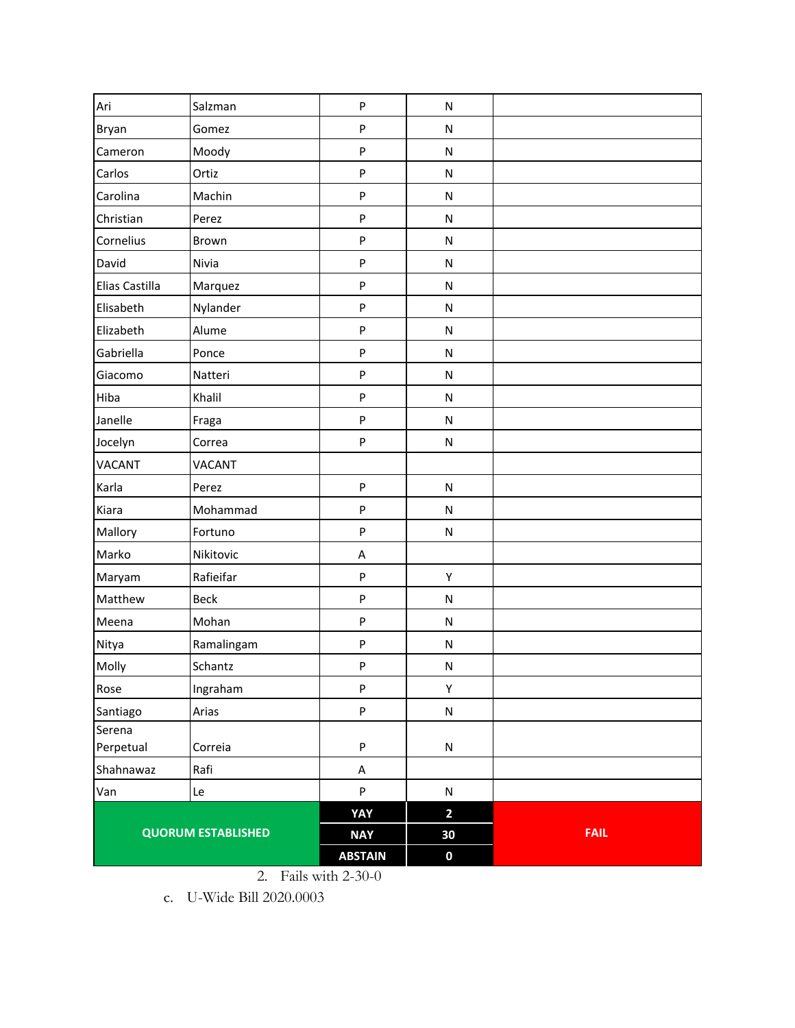| Ari | Salzman | P | N | |
|---|---|---|---|---|
| Bryan | Gomez | P | N | |
| Cameron | Moody | P | N | |
| Carlos | Ortiz | P | N | |
| Carolina | Machin | P | N | |
| Christian | Perez | P | N | |
| Cornelius | Brown | P | N | |
| David | Nivia | P | N | |
| Elias Castilla | Marquez | P | N | |
| Elisabeth | Nylander | P | N | |
| Elizabeth | Alume | P | N | |
| Gabriella | Ponce | P | N | |
| Giacomo | Natteri | P | N | |
| Hiba | Khalil | P | N | |
| Janelle | Fraga | P | N | |
| Jocelyn | Correa | P | N | |
| VACANT | VACANT | | | |
| Karla | Perez | P | N | |
| Kiara | Mohammad | P | N | |
| Mallory | Fortuno | P | N | |
| Marko | Nikitovic | A | | |
| Maryam | Rafieifar | P | Y | |
| Matthew | Beck | P | N | |
| Meena | Mohan | P | N | |
| Nitya | Ramalingam | P | N | |
| Molly | Schantz | P | N | |
| Rose | Ingraham | P | Y | |
| Santiago | Arias | P | N | |
| Serena Perpetual | Correia | P | N | |
| Shahnawaz | Rafi | A | | |
| Van | Le | P | N | |
| QUORUM ESTABLISHED | | YAY | 2 | FAIL |
| | | NAY | 30 | |
| | | ABSTAIN | 0 | |

2. Fails with 2-30-0

c. U-Wide Bill 2020.0003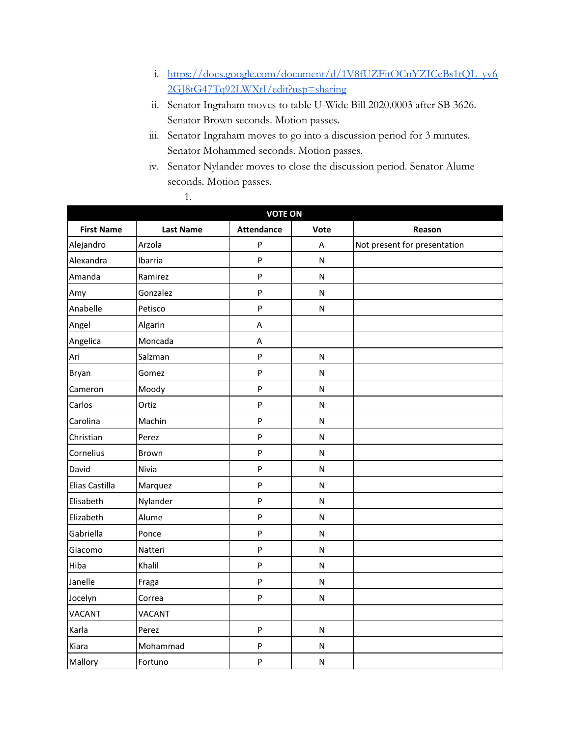i. https://docs.google.com/document/d/1V8fUZFitOCnYZICcBs1tQL_yv62GJ8tG47Tq92LWXtI/edit?usp=sharing

ii. Senator Ingraham moves to table U-Wide Bill 2020.0003 after SB 3626. Senator Brown seconds. Motion passes.

iii. Senator Ingraham moves to go into a discussion period for 3 minutes. Senator Mohammed seconds. Motion passes.

iv. Senator Nylander moves to close the discussion period. Senator Alume seconds. Motion passes.

1.

| VOTE ON | | | | |
|---|---|---|---|---|
| **First Name** | **Last Name** | **Attendance** | **Vote** | **Reason** |
| Alejandro | Arzola | P | A | Not present for presentation |
| Alexandra | Ibarria | P | N | |
| Amanda | Ramirez | P | N | |
| Amy | Gonzalez | P | N | |
| Anabelle | Petisco | P | N | |
| Angel | Algarin | A | | |
| Angelica | Moncada | A | | |
| Ari | Salzman | P | N | |
| Bryan | Gomez | P | N | |
| Cameron | Moody | P | N | |
| Carlos | Ortiz | P | N | |
| Carolina | Machin | P | N | |
| Christian | Perez | P | N | |
| Cornelius | Brown | P | N | |
| David | Nivia | P | N | |
| Elias Castilla | Marquez | P | N | |
| Elisabeth | Nylander | P | N | |
| Elizabeth | Alume | P | N | |
| Gabriella | Ponce | P | N | |
| Giacomo | Natteri | P | N | |
| Hiba | Khalil | P | N | |
| Janelle | Fraga | P | N | |
| Jocelyn | Correa | P | N | |
| VACANT | VACANT | | | |
| Karla | Perez | P | N | |
| Kiara | Mohammad | P | N | |
| Mallory | Fortuno | P | N | |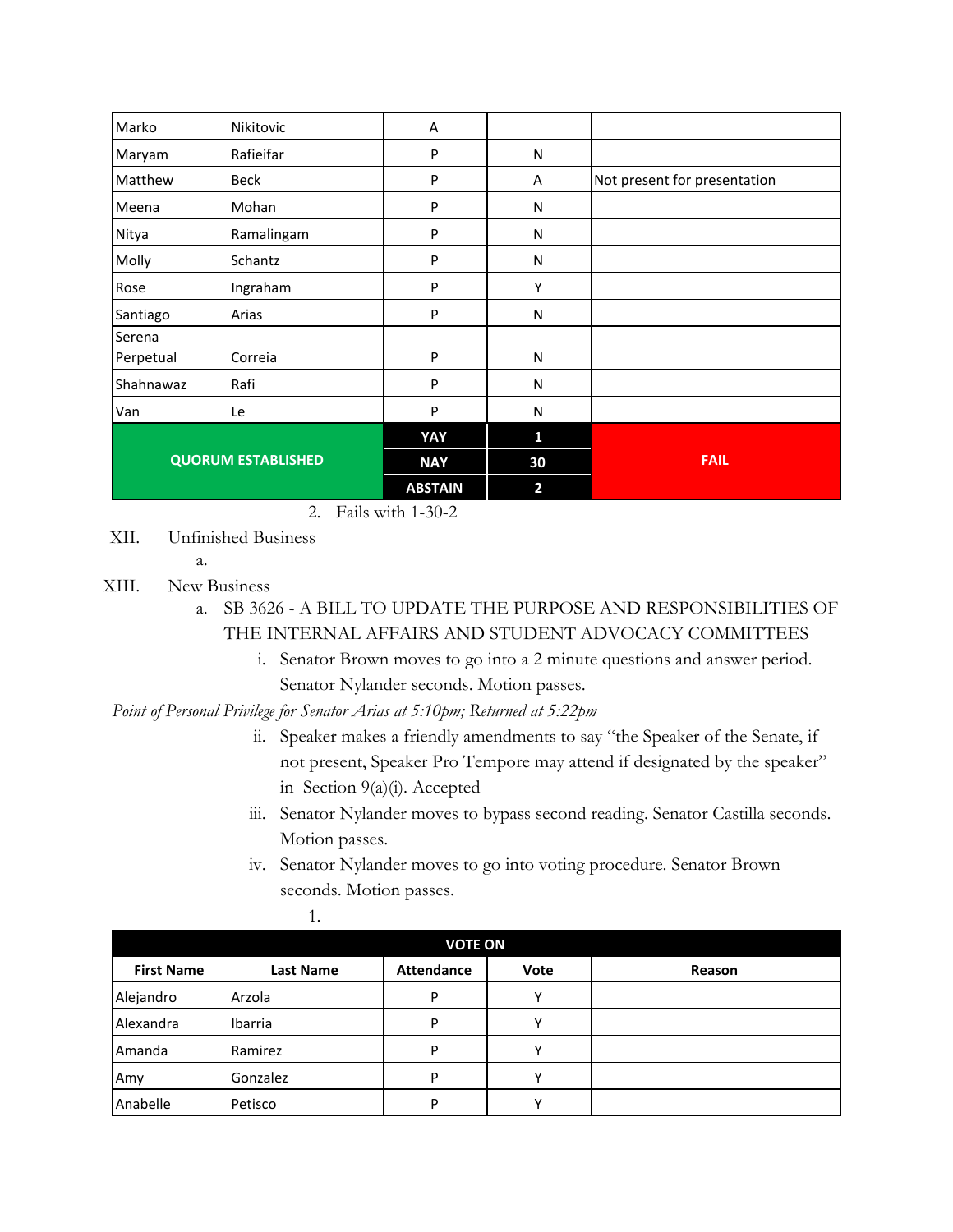| | | | | |
|---|---|---|---|---|
| Marko | Nikitovic | A | | |
| Maryam | Rafieifar | P | N | |
| Matthew | Beck | P | A | Not present for presentation |
| Meena | Mohan | P | N | |
| Nitya | Ramalingam | P | N | |
| Molly | Schantz | P | N | |
| Rose | Ingraham | P | Y | |
| Santiago | Arias | P | N | |
| Serena Perpetual | Correia | P | N | |
| Shahnawaz | Rafi | P | N | |
| Van | Le | P | N | |
| **QUORUM ESTABLISHED** | | **YAY** | **1** | **FAIL** |
| | | **NAY** | **30** | |
| | | **ABSTAIN** | **2** | |

2. Fails with 1-30-2

XII. Unfinished Business

a.

XIII. New Business

a. SB 3626 - A BILL TO UPDATE THE PURPOSE AND RESPONSIBILITIES OF THE INTERNAL AFFAIRS AND STUDENT ADVOCACY COMMITTEES

i. Senator Brown moves to go into a 2 minute questions and answer period. Senator Nylander seconds. Motion passes.

*Point of Personal Privilege for Senator Arias at 5:10pm; Returned at 5:22pm*

ii. Speaker makes a friendly amendments to say "the Speaker of the Senate, if not present, Speaker Pro Tempore may attend if designated by the speaker" in Section 9(a)(i). Accepted

iii. Senator Nylander moves to bypass second reading. Senator Castilla seconds. Motion passes.

iv. Senator Nylander moves to go into voting procedure. Senator Brown seconds. Motion passes.

1.

| VOTE ON | | | | |
|---|---|---|---|---|
| **First Name** | **Last Name** | **Attendance** | **Vote** | **Reason** |
| Alejandro | Arzola | P | Y | |
| Alexandra | Ibarria | P | Y | |
| Amanda | Ramirez | P | Y | |
| Amy | Gonzalez | P | Y | |
| Anabelle | Petisco | P | Y | |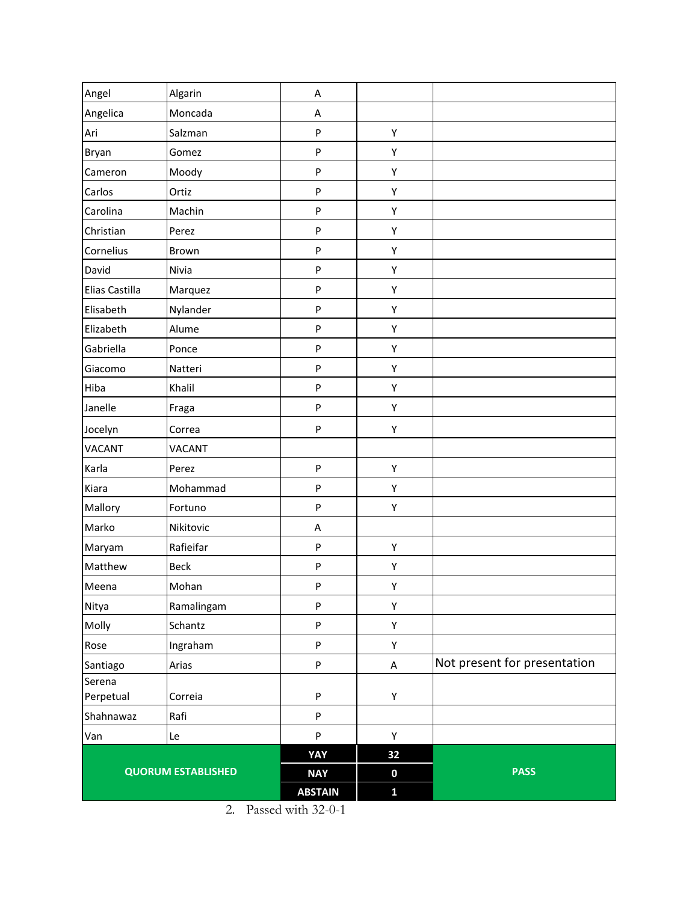| | | | | |
|---|---|---|---|---|
| Angel | Algarin | A | | |
| Angelica | Moncada | A | | |
| Ari | Salzman | P | Y | |
| Bryan | Gomez | P | Y | |
| Cameron | Moody | P | Y | |
| Carlos | Ortiz | P | Y | |
| Carolina | Machin | P | Y | |
| Christian | Perez | P | Y | |
| Cornelius | Brown | P | Y | |
| David | Nivia | P | Y | |
| Elias Castilla | Marquez | P | Y | |
| Elisabeth | Nylander | P | Y | |
| Elizabeth | Alume | P | Y | |
| Gabriella | Ponce | P | Y | |
| Giacomo | Natteri | P | Y | |
| Hiba | Khalil | P | Y | |
| Janelle | Fraga | P | Y | |
| Jocelyn | Correa | P | Y | |
| VACANT | VACANT | | | |
| Karla | Perez | P | Y | |
| Kiara | Mohammad | P | Y | |
| Mallory | Fortuno | P | Y | |
| Marko | Nikitovic | A | | |
| Maryam | Rafieifar | P | Y | |
| Matthew | Beck | P | Y | |
| Meena | Mohan | P | Y | |
| Nitya | Ramalingam | P | Y | |
| Molly | Schantz | P | Y | |
| Rose | Ingraham | P | Y | |
| Santiago | Arias | P | A | Not present for presentation |
| Serena Perpetual | Correia | P | Y | |
| Shahnawaz | Rafi | P | | |
| Van | Le | P | Y | |
| **QUORUM ESTABLISHED** | | **YAY** | **32** | **PASS** |
| | | **NAY** | **0** | |
| | | **ABSTAIN** | **1** | |

2. Passed with 32-0-1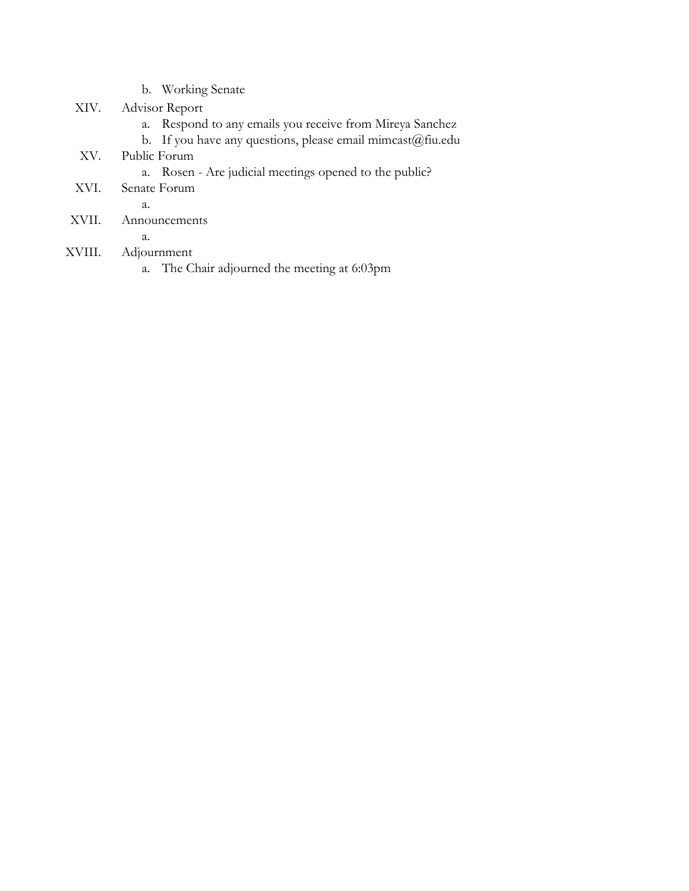b. Working Senate

XIV. Advisor Report

a. Respond to any emails you receive from Mireya Sanchez
b. If you have any questions, please email mimcast@fiu.edu

XV. Public Forum

a. Rosen - Are judicial meetings opened to the public?

XVI. Senate Forum

a.

XVII. Announcements

a.

XVIII. Adjournment

a. The Chair adjourned the meeting at 6:03pm